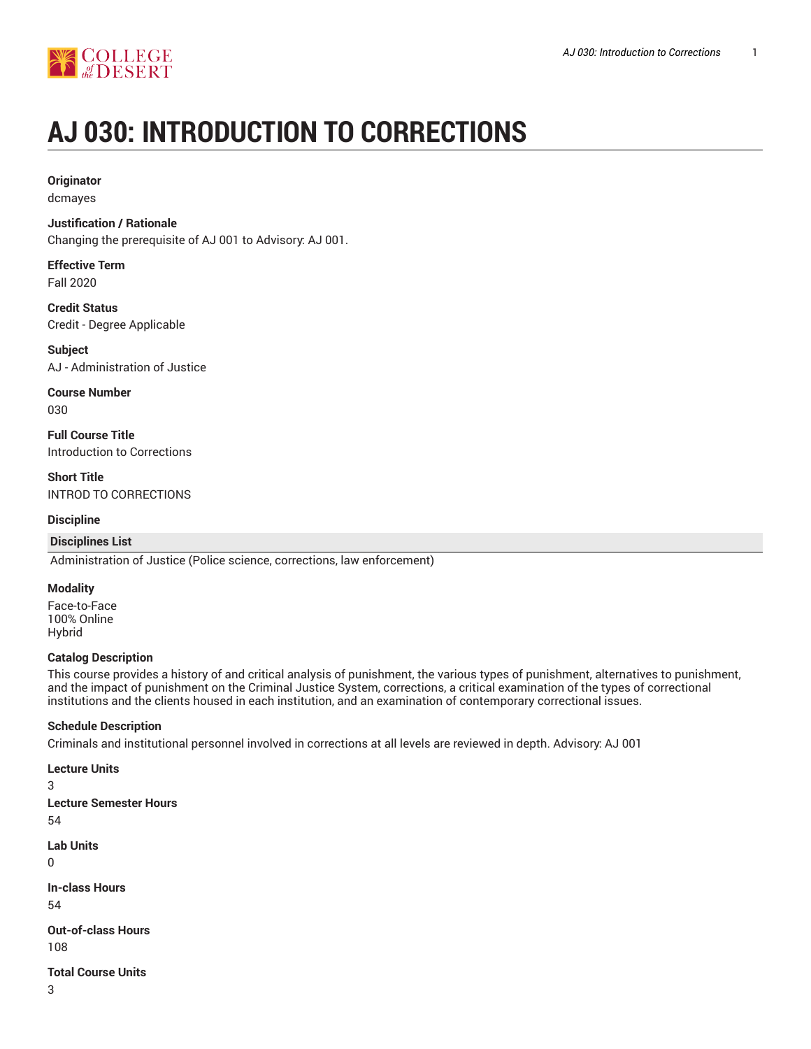# AJ 030: INTRODUCTION TO CORRECTIONS

**Originator**
dcmayes

**Justification / Rationale**
Changing the prerequisite of AJ 001 to Advisory: AJ 001.

**Effective Term**
Fall 2020

**Credit Status**
Credit - Degree Applicable

**Subject**
AJ - Administration of Justice

**Course Number**
030

**Full Course Title**
Introduction to Corrections

**Short Title**
INTROD TO CORRECTIONS

**Discipline**

| Disciplines List |
| --- |
| Administration of Justice (Police science, corrections, law enforcement) |

**Modality**
Face-to-Face
100% Online
Hybrid

**Catalog Description**
This course provides a history of and critical analysis of punishment, the various types of punishment, alternatives to punishment, and the impact of punishment on the Criminal Justice System, corrections, a critical examination of the types of correctional institutions and the clients housed in each institution, and an examination of contemporary correctional issues.

**Schedule Description**
Criminals and institutional personnel involved in corrections at all levels are reviewed in depth. Advisory: AJ 001

**Lecture Units**
3

**Lecture Semester Hours**
54

**Lab Units**
0

**In-class Hours**
54

**Out-of-class Hours**
108

**Total Course Units**
3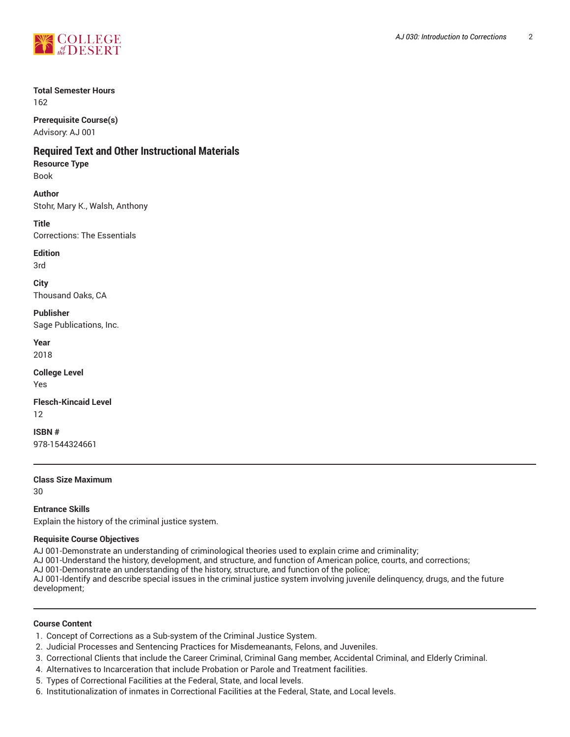**Total Semester Hours**
162

**Prerequisite Course(s)**
Advisory: AJ 001

## Required Text and Other Instructional Materials

**Resource Type**
Book

**Author**
Stohr, Mary K., Walsh, Anthony

**Title**
Corrections: The Essentials

**Edition**
3rd

**City**
Thousand Oaks, CA

**Publisher**
Sage Publications, Inc.

**Year**
2018

**College Level**
Yes

**Flesch-Kincaid Level**
12

**ISBN #**
978-1544324661

---

**Class Size Maximum**
30

**Entrance Skills**
Explain the history of the criminal justice system.

**Requisite Course Objectives**
AJ 001-Demonstrate an understanding of criminological theories used to explain crime and criminality;
AJ 001-Understand the history, development, and structure, and function of American police, courts, and corrections;
AJ 001-Demonstrate an understanding of the history, structure, and function of the police;
AJ 001-Identify and describe special issues in the criminal justice system involving juvenile delinquency, drugs, and the future development;

---

**Course Content**

1. Concept of Corrections as a Sub-system of the Criminal Justice System.
2. Judicial Processes and Sentencing Practices for Misdemeanants, Felons, and Juveniles.
3. Correctional Clients that include the Career Criminal, Criminal Gang member, Accidental Criminal, and Elderly Criminal.
4. Alternatives to Incarceration that include Probation or Parole and Treatment facilities.
5. Types of Correctional Facilities at the Federal, State, and local levels.
6. Institutionalization of inmates in Correctional Facilities at the Federal, State, and Local levels.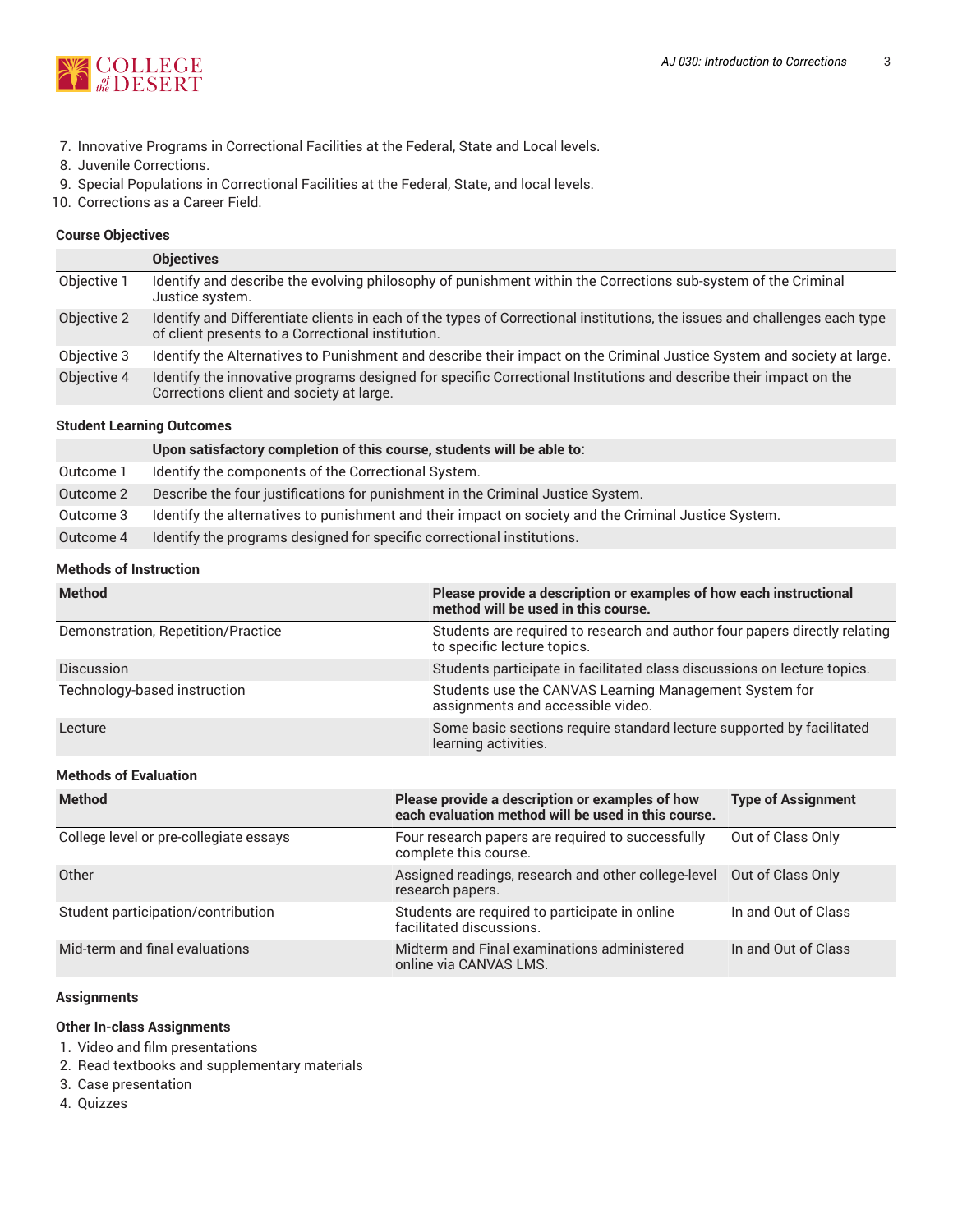7. Innovative Programs in Correctional Facilities at the Federal, State and Local levels.
8. Juvenile Corrections.
9. Special Populations in Correctional Facilities at the Federal, State, and local levels.
10. Corrections as a Career Field.

### Course Objectives

| | Objectives |
|---|---|
| Objective 1 | Identify and describe the evolving philosophy of punishment within the Corrections sub-system of the Criminal Justice system. |
| Objective 2 | Identify and Differentiate clients in each of the types of Correctional institutions, the issues and challenges each type of client presents to a Correctional institution. |
| Objective 3 | Identify the Alternatives to Punishment and describe their impact on the Criminal Justice System and society at large. |
| Objective 4 | Identify the innovative programs designed for specific Correctional Institutions and describe their impact on the Corrections client and society at large. |

### Student Learning Outcomes

| | Upon satisfactory completion of this course, students will be able to: |
|---|---|
| Outcome 1 | Identify the components of the Correctional System. |
| Outcome 2 | Describe the four justifications for punishment in the Criminal Justice System. |
| Outcome 3 | Identify the alternatives to punishment and their impact on society and the Criminal Justice System. |
| Outcome 4 | Identify the programs designed for specific correctional institutions. |

### Methods of Instruction

| Method | Please provide a description or examples of how each instructional method will be used in this course. |
|---|---|
| Demonstration, Repetition/Practice | Students are required to research and author four papers directly relating to specific lecture topics. |
| Discussion | Students participate in facilitated class discussions on lecture topics. |
| Technology-based instruction | Students use the CANVAS Learning Management System for assignments and accessible video. |
| Lecture | Some basic sections require standard lecture supported by facilitated learning activities. |

### Methods of Evaluation

| Method | Please provide a description or examples of how each evaluation method will be used in this course. | Type of Assignment |
|---|---|---|
| College level or pre-collegiate essays | Four research papers are required to successfully complete this course. | Out of Class Only |
| Other | Assigned readings, research and other college-level research papers. | Out of Class Only |
| Student participation/contribution | Students are required to participate in online facilitated discussions. | In and Out of Class |
| Mid-term and final evaluations | Midterm and Final examinations administered online via CANVAS LMS. | In and Out of Class |

### Assignments

#### Other In-class Assignments

1. Video and film presentations
2. Read textbooks and supplementary materials
3. Case presentation
4. Quizzes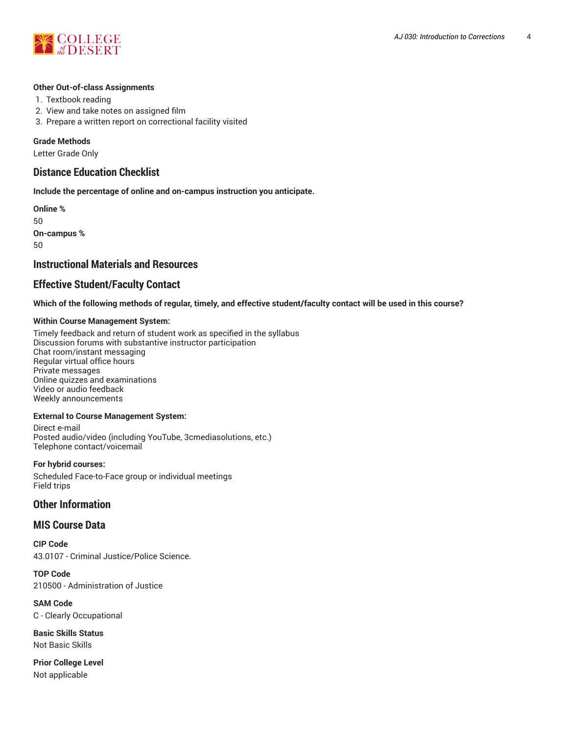**Other Out-of-class Assignments**

1. Textbook reading
2. View and take notes on assigned film
3. Prepare a written report on correctional facility visited

**Grade Methods**

Letter Grade Only

## Distance Education Checklist

**Include the percentage of online and on-campus instruction you anticipate.**

**Online %**

50

**On-campus %**

50

## Instructional Materials and Resources

## Effective Student/Faculty Contact

**Which of the following methods of regular, timely, and effective student/faculty contact will be used in this course?**

**Within Course Management System:**

Timely feedback and return of student work as specified in the syllabus
Discussion forums with substantive instructor participation
Chat room/instant messaging
Regular virtual office hours
Private messages
Online quizzes and examinations
Video or audio feedback
Weekly announcements

**External to Course Management System:**

Direct e-mail
Posted audio/video (including YouTube, 3cmediasolutions, etc.)
Telephone contact/voicemail

**For hybrid courses:**

Scheduled Face-to-Face group or individual meetings
Field trips

## Other Information

## MIS Course Data

**CIP Code**

43.0107 - Criminal Justice/Police Science.

**TOP Code**

210500 - Administration of Justice

**SAM Code**

C - Clearly Occupational

**Basic Skills Status**

Not Basic Skills

**Prior College Level**

Not applicable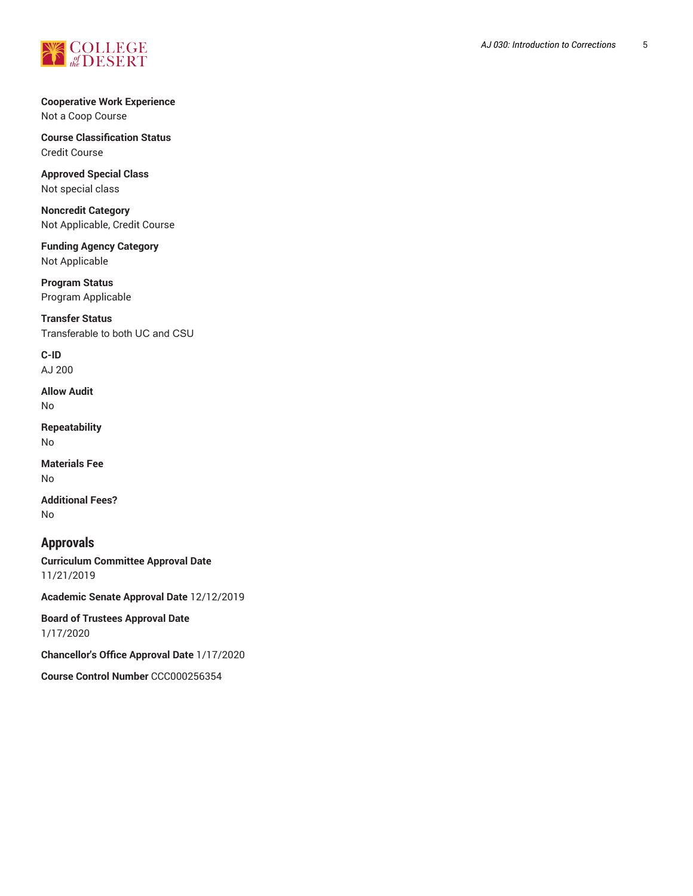**Cooperative Work Experience**
Not a Coop Course

**Course Classification Status**
Credit Course

**Approved Special Class**
Not special class

**Noncredit Category**
Not Applicable, Credit Course

**Funding Agency Category**
Not Applicable

**Program Status**
Program Applicable

**Transfer Status**
Transferable to both UC and CSU

**C-ID**
AJ 200

**Allow Audit**
No

**Repeatability**
No

**Materials Fee**
No

**Additional Fees?**
No

## Approvals

**Curriculum Committee Approval Date**
11/21/2019

**Academic Senate Approval Date** 12/12/2019

**Board of Trustees Approval Date**
1/17/2020

**Chancellor's Office Approval Date** 1/17/2020

**Course Control Number** CCC000256354